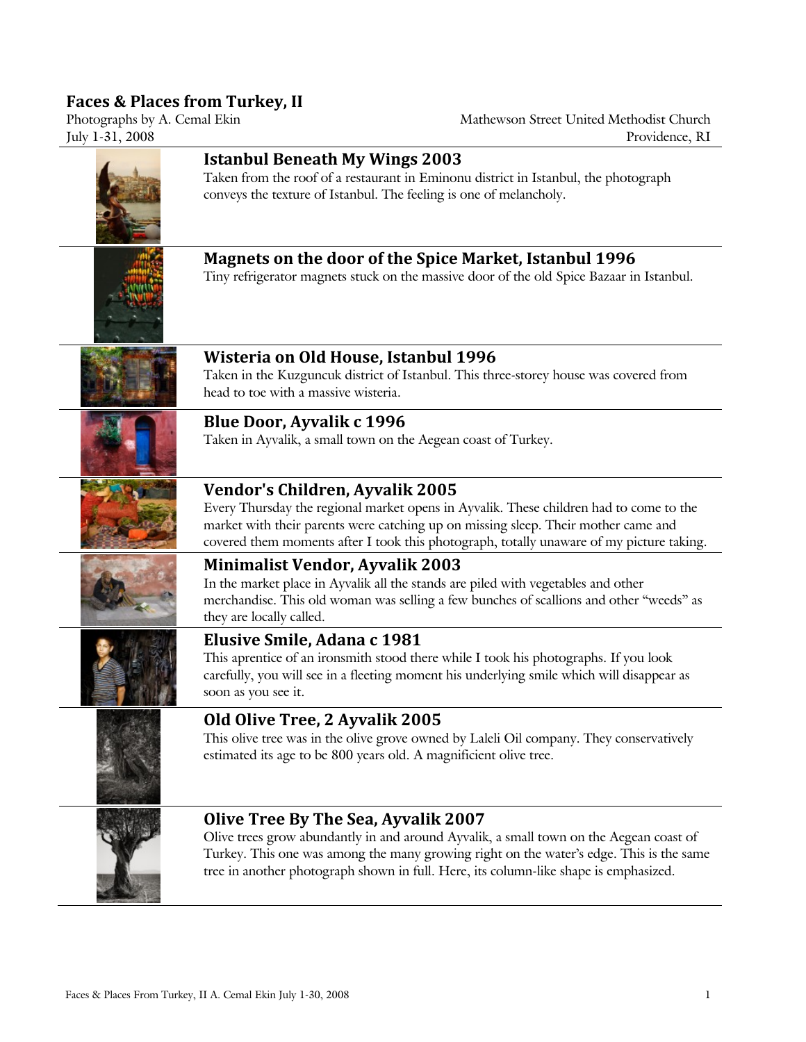# Faces & Places from Turkey, II

Photographs by A. Cemal Ekin
July 1-31, 2008

Mathewson Street United Methodist Church
Providence, RI

## Istanbul Beneath My Wings 2003

Taken from the roof of a restaurant in Eminonu district in Istanbul, the photograph conveys the texture of Istanbul. The feeling is one of melancholy.

## Magnets on the door of the Spice Market, Istanbul 1996

Tiny refrigerator magnets stuck on the massive door of the old Spice Bazaar in Istanbul.

## Wisteria on Old House, Istanbul 1996

Taken in the Kuzguncuk district of Istanbul. This three-storey house was covered from head to toe with a massive wisteria.

## Blue Door, Ayvalik c 1996

Taken in Ayvalik, a small town on the Aegean coast of Turkey.

## Vendor's Children, Ayvalik 2005

Every Thursday the regional market opens in Ayvalik. These children had to come to the market with their parents were catching up on missing sleep. Their mother came and covered them moments after I took this photograph, totally unaware of my picture taking.

## Minimalist Vendor, Ayvalik 2003

In the market place in Ayvalik all the stands are piled with vegetables and other merchandise. This old woman was selling a few bunches of scallions and other "weeds" as they are locally called.

## Elusive Smile, Adana c 1981

This aprentice of an ironsmith stood there while I took his photographs. If you look carefully, you will see in a fleeting moment his underlying smile which will disappear as soon as you see it.

## Old Olive Tree, 2 Ayvalik 2005

This olive tree was in the olive grove owned by Laleli Oil company. They conservatively estimated its age to be 800 years old. A magnificient olive tree.

## Olive Tree By The Sea, Ayvalik 2007

Olive trees grow abundantly in and around Ayvalik, a small town on the Aegean coast of Turkey. This one was among the many growing right on the water's edge. This is the same tree in another photograph shown in full. Here, its column-like shape is emphasized.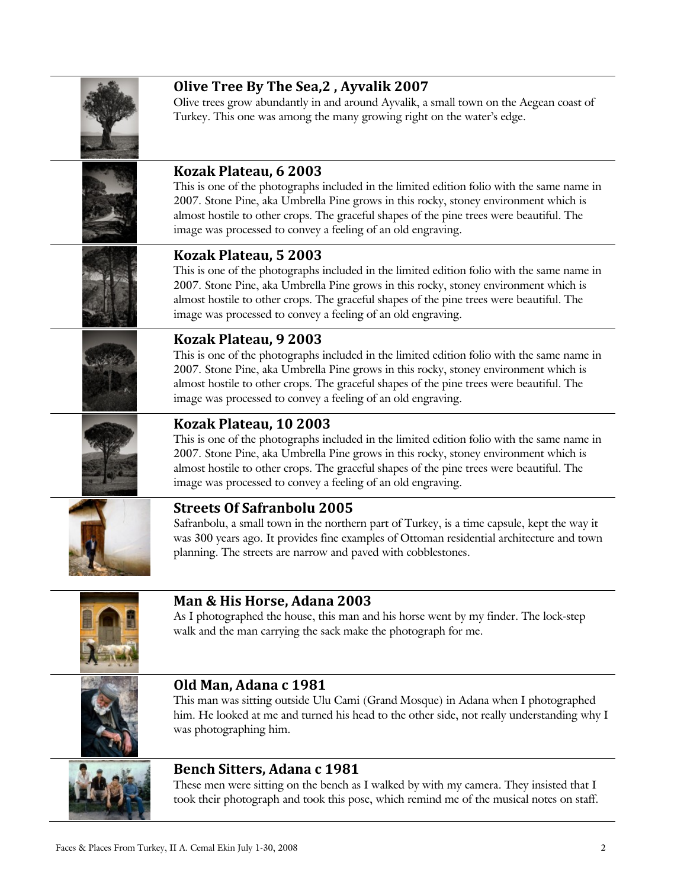### Olive Tree By The Sea,2 , Ayvalik 2007

Olive trees grow abundantly in and around Ayvalik, a small town on the Aegean coast of Turkey. This one was among the many growing right on the water's edge.

### Kozak Plateau, 6 2003

This is one of the photographs included in the limited edition folio with the same name in 2007. Stone Pine, aka Umbrella Pine grows in this rocky, stoney environment which is almost hostile to other crops. The graceful shapes of the pine trees were beautiful. The image was processed to convey a feeling of an old engraving.

### Kozak Plateau, 5 2003

This is one of the photographs included in the limited edition folio with the same name in 2007. Stone Pine, aka Umbrella Pine grows in this rocky, stoney environment which is almost hostile to other crops. The graceful shapes of the pine trees were beautiful. The image was processed to convey a feeling of an old engraving.

### Kozak Plateau, 9 2003

This is one of the photographs included in the limited edition folio with the same name in 2007. Stone Pine, aka Umbrella Pine grows in this rocky, stoney environment which is almost hostile to other crops. The graceful shapes of the pine trees were beautiful. The image was processed to convey a feeling of an old engraving.

### Kozak Plateau, 10 2003

This is one of the photographs included in the limited edition folio with the same name in 2007. Stone Pine, aka Umbrella Pine grows in this rocky, stoney environment which is almost hostile to other crops. The graceful shapes of the pine trees were beautiful. The image was processed to convey a feeling of an old engraving.

### Streets Of Safranbolu 2005

Safranbolu, a small town in the northern part of Turkey, is a time capsule, kept the way it was 300 years ago. It provides fine examples of Ottoman residential architecture and town planning. The streets are narrow and paved with cobblestones.

### Man & His Horse, Adana 2003

As I photographed the house, this man and his horse went by my finder. The lock-step walk and the man carrying the sack make the photograph for me.

### Old Man, Adana c 1981

This man was sitting outside Ulu Cami (Grand Mosque) in Adana when I photographed him. He looked at me and turned his head to the other side, not really understanding why I was photographing him.

### Bench Sitters, Adana c 1981

These men were sitting on the bench as I walked by with my camera. They insisted that I took their photograph and took this pose, which remind me of the musical notes on staff.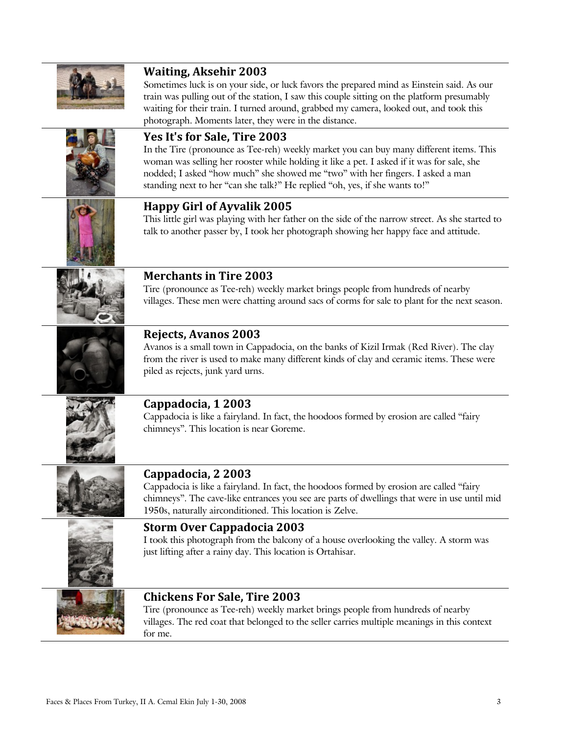### Waiting, Aksehir 2003

Sometimes luck is on your side, or luck favors the prepared mind as Einstein said. As our train was pulling out of the station, I saw this couple sitting on the platform presumably waiting for their train. I turned around, grabbed my camera, looked out, and took this photograph. Moments later, they were in the distance.

### Yes It's for Sale, Tire 2003

In the Tire (pronounce as Tee-reh) weekly market you can buy many different items. This woman was selling her rooster while holding it like a pet. I asked if it was for sale, she nodded; I asked "how much" she showed me "two" with her fingers. I asked a man standing next to her "can she talk?" He replied "oh, yes, if she wants to!"

### Happy Girl of Ayvalik 2005

This little girl was playing with her father on the side of the narrow street. As she started to talk to another passer by, I took her photograph showing her happy face and attitude.

### Merchants in Tire 2003

Tire (pronounce as Tee-reh) weekly market brings people from hundreds of nearby villages. These men were chatting around sacs of corms for sale to plant for the next season.

### Rejects, Avanos 2003

Avanos is a small town in Cappadocia, on the banks of Kizil Irmak (Red River). The clay from the river is used to make many different kinds of clay and ceramic items. These were piled as rejects, junk yard urns.

### Cappadocia, 1 2003

Cappadocia is like a fairyland. In fact, the hoodoos formed by erosion are called "fairy chimneys". This location is near Goreme.

### Cappadocia, 2 2003

Cappadocia is like a fairyland. In fact, the hoodoos formed by erosion are called "fairy chimneys". The cave-like entrances you see are parts of dwellings that were in use until mid 1950s, naturally airconditioned. This location is Zelve.

### Storm Over Cappadocia 2003

I took this photograph from the balcony of a house overlooking the valley. A storm was just lifting after a rainy day. This location is Ortahisar.

### Chickens For Sale, Tire 2003

Tire (pronounce as Tee-reh) weekly market brings people from hundreds of nearby villages. The red coat that belonged to the seller carries multiple meanings in this context for me.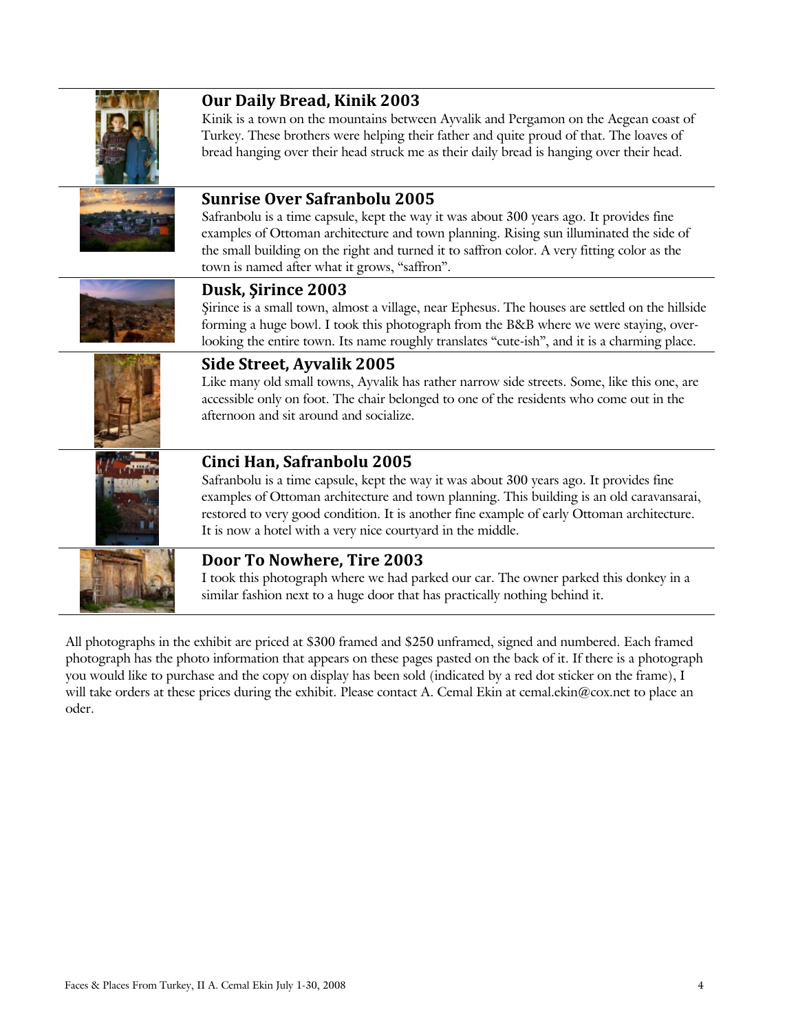### Our Daily Bread, Kinik 2003

Kinik is a town on the mountains between Ayvalik and Pergamon on the Aegean coast of Turkey. These brothers were helping their father and quite proud of that. The loaves of bread hanging over their head struck me as their daily bread is hanging over their head.

### Sunrise Over Safranbolu 2005

Safranbolu is a time capsule, kept the way it was about 300 years ago. It provides fine examples of Ottoman architecture and town planning. Rising sun illuminated the side of the small building on the right and turned it to saffron color. A very fitting color as the town is named after what it grows, "saffron".

### Dusk, Şirince 2003

Şirince is a small town, almost a village, near Ephesus. The houses are settled on the hillside forming a huge bowl. I took this photograph from the B&B where we were staying, overlooking the entire town. Its name roughly translates "cute-ish", and it is a charming place.

### Side Street, Ayvalik 2005

Like many old small towns, Ayvalik has rather narrow side streets. Some, like this one, are accessible only on foot. The chair belonged to one of the residents who come out in the afternoon and sit around and socialize.

### Cinci Han, Safranbolu 2005

Safranbolu is a time capsule, kept the way it was about 300 years ago. It provides fine examples of Ottoman architecture and town planning. This building is an old caravansarai, restored to very good condition. It is another fine example of early Ottoman architecture. It is now a hotel with a very nice courtyard in the middle.

### Door To Nowhere, Tire 2003

I took this photograph where we had parked our car. The owner parked this donkey in a similar fashion next to a huge door that has practically nothing behind it.

All photographs in the exhibit are priced at $300 framed and $250 unframed, signed and numbered. Each framed photograph has the photo information that appears on these pages pasted on the back of it. If there is a photograph you would like to purchase and the copy on display has been sold (indicated by a red dot sticker on the frame), I will take orders at these prices during the exhibit. Please contact A. Cemal Ekin at cemal.ekin@cox.net to place an oder.